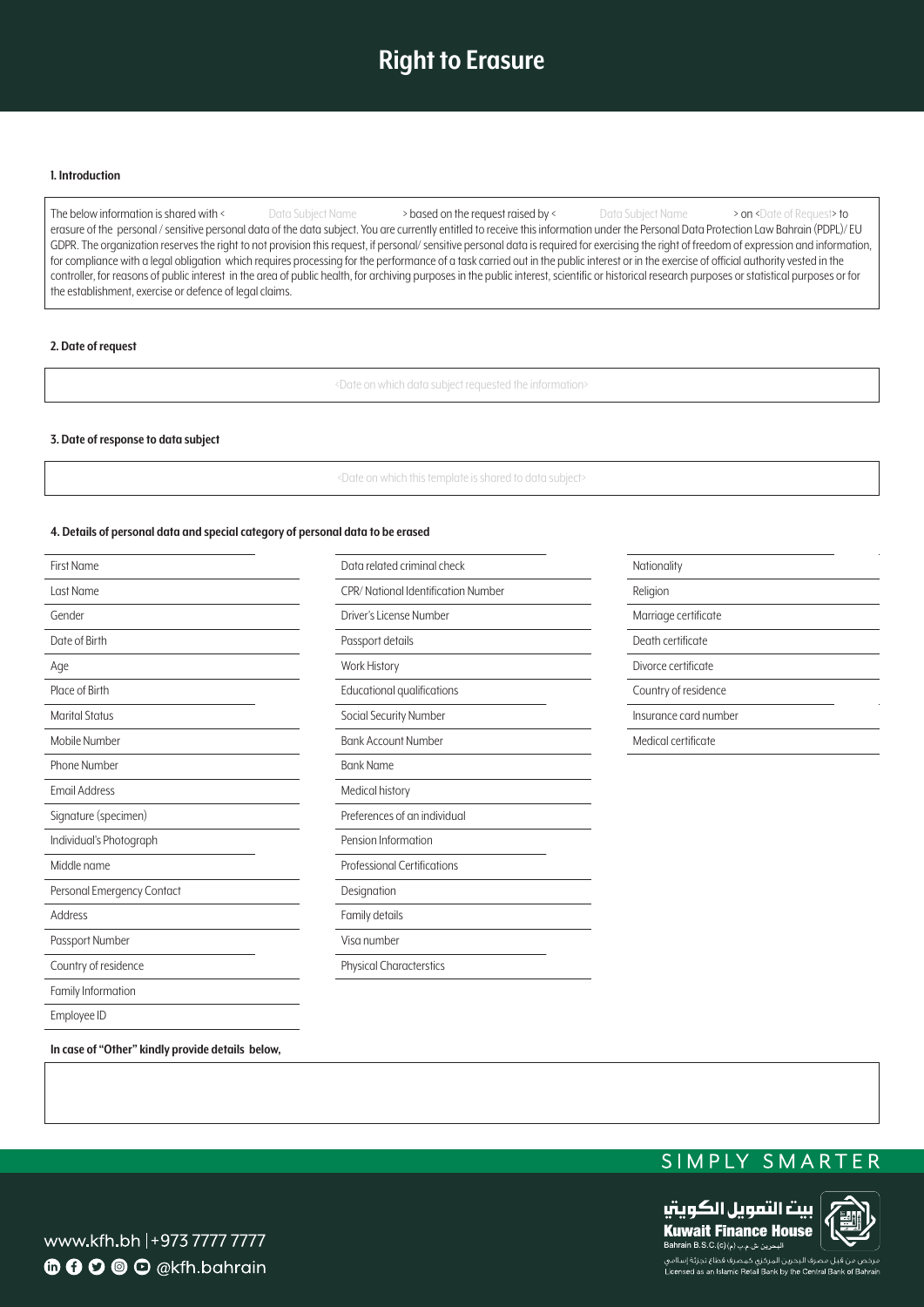# Right to Erasure

### 1. Introduction

The below information is shared with < Data Subject Name > based on the request raised by < Data Subject Name > on <Date of Request> to erasure of the personal / sensitive personal data of the data subject. You are currently entitled to receive this information under the Personal Data Protection Law Bahrain (PDPL)/ EU GDPR. The organization reserves the right to not provision this request, if personal/ sensitive personal data is required for exercising the right of freedom of expression and information, for compliance with a legal obligation which requires processing for the performance of a task carried out in the public interest or in the exercise of official authority vested in the controller, for reasons of public interest in the area of public health, for archiving purposes in the public interest, scientific or historical research purposes or statistical purposes or for the establishment, exercise or defence of legal claims.

### 2. Date of request

<Date on which data subject requested the information>

### 3. Date of response to data subject

<Date on which this template is shared to data subject>

### 4. Details of personal data and special category of personal data to be erased

| | | |
|---|---|---|
| First Name | Data related criminal check | Nationality |
| Last Name | CPR/ National Identification Number | Religion |
| Gender | Driver's License Number | Marriage certificate |
| Date of Birth | Passport details | Death certificate |
| Age | Work History | Divorce certificate |
| Place of Birth | Educational qualifications | Country of residence |
| Marital Status | Social Security Number | Insurance card number |
| Mobile Number | Bank Account Number | Medical certificate |
| Phone Number | Bank Name | |
| Email Address | Medical history | |
| Signature (specimen) | Preferences of an individual | |
| Individual's Photograph | Pension Information | |
| Middle name | Professional Certifications | |
| Personal Emergency Contact | Designation | |
| Address | Family details | |
| Passport Number | Visa number | |
| Country of residence | Physical Characterstics | |
| Family Information | | |
| Employee ID | | |

**In case of "Other" kindly provide details below,**

SIMPLY SMARTER

www.kfh.bh |+973 7777 7777

@kfh.bahrain

بيت التمويل الكويتي
Kuwait Finance House
Bahrain B.S.C.(c) البحرين ش.م.ب (م)

مرخص من قبل مصرف البحرين المركزي كمصرف قطاع تجزئة إسلامي
Licensed as an Islamic Retail Bank by the Central Bank of Bahrain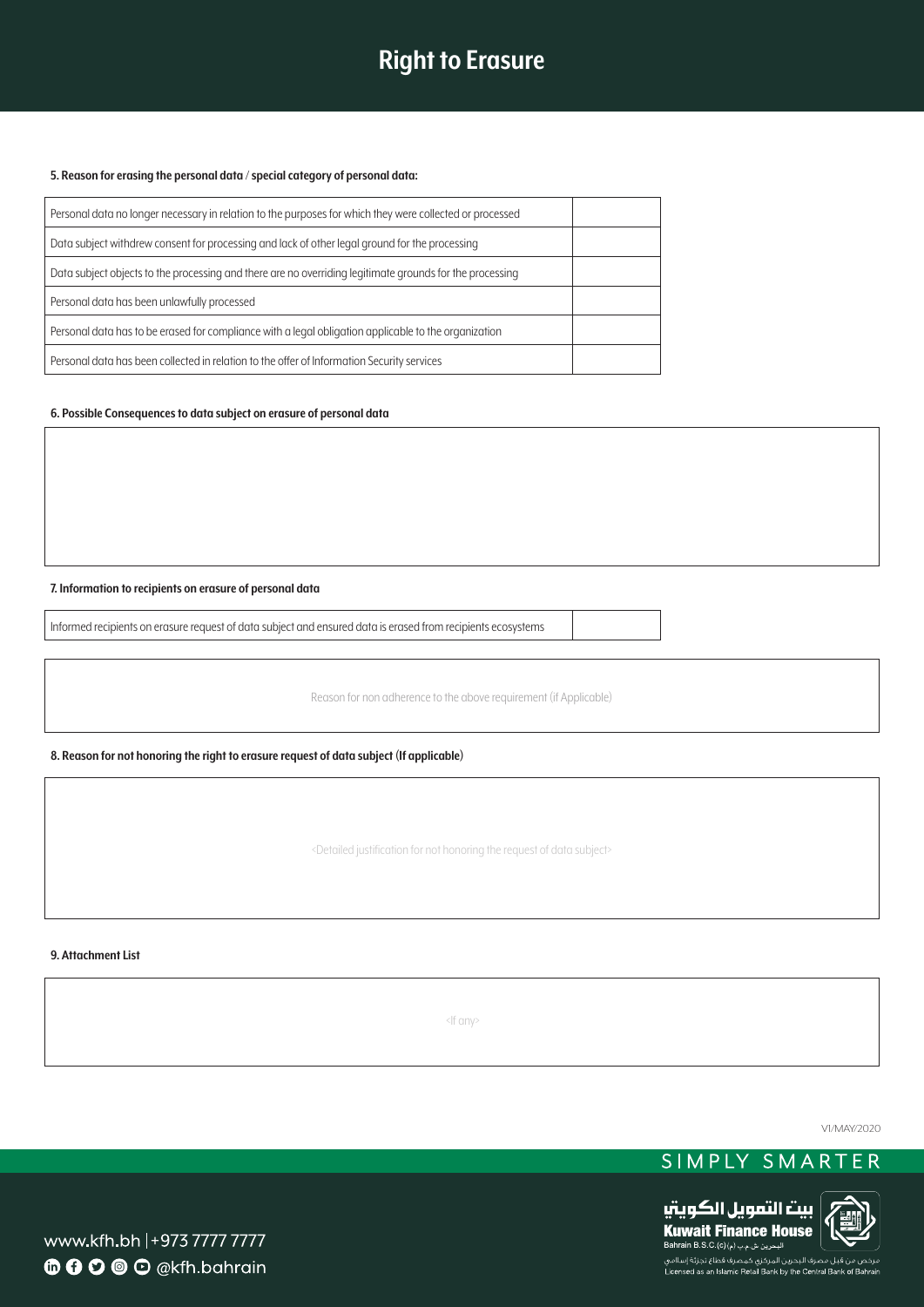# Right to Erasure

**5. Reason for erasing the personal data / special category of personal data:**

| | |
|---|---|
| Personal data no longer necessary in relation to the purposes for which they were collected or processed | |
| Data subject withdrew consent for processing and lack of other legal ground for the processing | |
| Data subject objects to the processing and there are no overriding legitimate grounds for the processing | |
| Personal data has been unlawfully processed | |
| Personal data has to be erased for compliance with a legal obligation applicable to the organization | |
| Personal data has been collected in relation to the offer of Information Security services | |

**6. Possible Consequences to data subject on erasure of personal data**

**7. Information to recipients on erasure of personal data**

| | |
|---|---|
| Informed recipients on erasure request of data subject and ensured data is erased from recipients ecosystems | |

Reason for non adherence to the above requirement (if Applicable)

**8. Reason for not honoring the right to erasure request of data subject (If applicable)**

<Detailed justification for not honoring the request of data subject>

**9. Attachment List**

<If any>

V1/MAY/2020

SIMPLY SMARTER

www.kfh.bh | +973 7777 7777

@kfh.bahrain

بيت التمويل الكويتي

Kuwait Finance House

Bahrain B.S.C.(c) البحرين ش.م.ب (م)

مرخص من قبل مصرف البحرين المركزي كمصرف قطاع تجزئة إسلامي

Licensed as an Islamic Retail Bank by the Central Bank of Bahrain